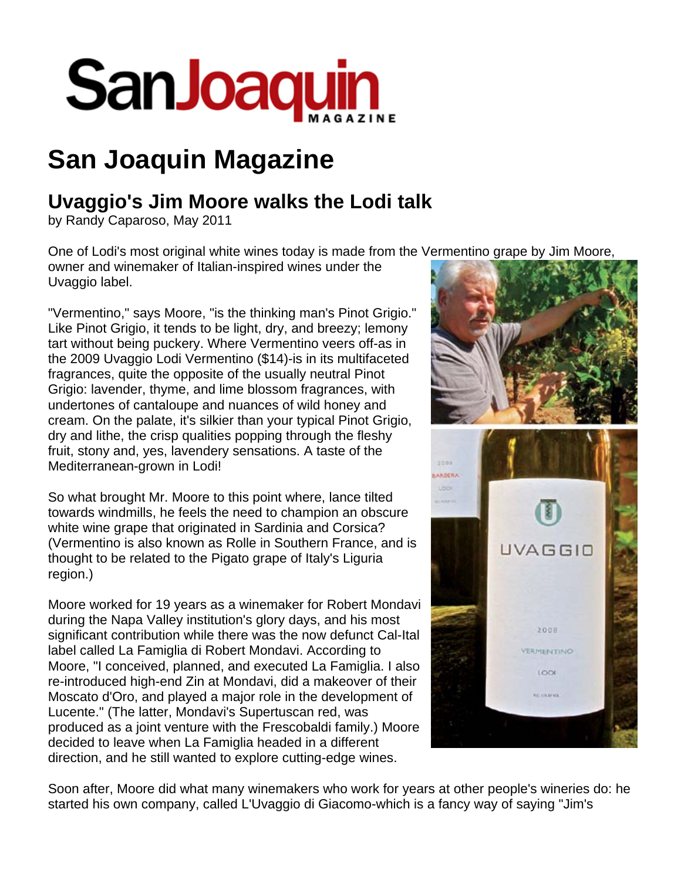# San Joaquin Magazine

## Uvaggio's Jim Moore walks the Lodi talk

by Randy Caparoso, May 2011

One of Lodi's most original white wines today is made from the Vermentino grape by Jim Moore, owner and winemaker of Italian-inspired wines under the Uvaggio label.

"Vermentino," says Moore, "is the thinking man's Pinot Grigio." Like Pinot Grigio, it tends to be light, dry, and breezy; lemony tart without being puckery. Where Vermentino veers off-as in the 2009 Uvaggio Lodi Vermentino ($14)-is in its multifaceted fragrances, quite the opposite of the usually neutral Pinot Grigio: lavender, thyme, and lime blossom fragrances, with undertones of cantaloupe and nuances of wild honey and cream. On the palate, it's silkier than your typical Pinot Grigio, dry and lithe, the crisp qualities popping through the fleshy fruit, stony and, yes, lavendery sensations. A taste of the Mediterranean-grown in Lodi!

So what brought Mr. Moore to this point where, lance tilted towards windmills, he feels the need to champion an obscure white wine grape that originated in Sardinia and Corsica? (Vermentino is also known as Rolle in Southern France, and is thought to be related to the Pigato grape of Italy's Liguria region.)

Moore worked for 19 years as a winemaker for Robert Mondavi during the Napa Valley institution's glory days, and his most significant contribution while there was the now defunct Cal-Ital label called La Famiglia di Robert Mondavi. According to Moore, "I conceived, planned, and executed La Famiglia. I also re-introduced high-end Zin at Mondavi, did a makeover of their Moscato d'Oro, and played a major role in the development of Lucente." (The latter, Mondavi's Supertuscan red, was produced as a joint venture with the Frescobaldi family.) Moore decided to leave when La Famiglia headed in a different direction, and he still wanted to explore cutting-edge wines.

Soon after, Moore did what many winemakers who work for years at other people's wineries do: he started his own company, called L'Uvaggio di Giacomo-which is a fancy way of saying "Jim's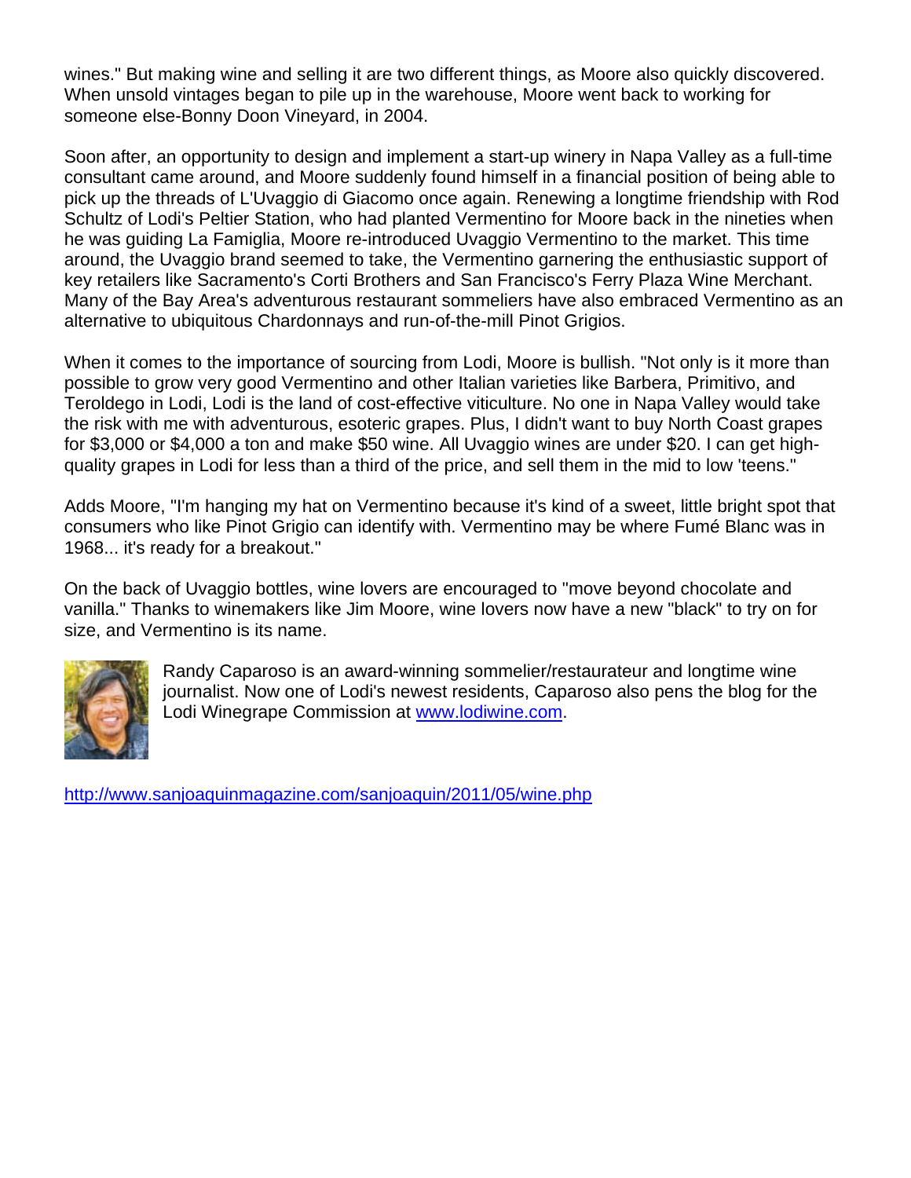wines." But making wine and selling it are two different things, as Moore also quickly discovered. When unsold vintages began to pile up in the warehouse, Moore went back to working for someone else-Bonny Doon Vineyard, in 2004.

Soon after, an opportunity to design and implement a start-up winery in Napa Valley as a full-time consultant came around, and Moore suddenly found himself in a financial position of being able to pick up the threads of L'Uvaggio di Giacomo once again. Renewing a longtime friendship with Rod Schultz of Lodi's Peltier Station, who had planted Vermentino for Moore back in the nineties when he was guiding La Famiglia, Moore re-introduced Uvaggio Vermentino to the market. This time around, the Uvaggio brand seemed to take, the Vermentino garnering the enthusiastic support of key retailers like Sacramento's Corti Brothers and San Francisco's Ferry Plaza Wine Merchant. Many of the Bay Area's adventurous restaurant sommeliers have also embraced Vermentino as an alternative to ubiquitous Chardonnays and run-of-the-mill Pinot Grigios.

When it comes to the importance of sourcing from Lodi, Moore is bullish. "Not only is it more than possible to grow very good Vermentino and other Italian varieties like Barbera, Primitivo, and Teroldego in Lodi, Lodi is the land of cost-effective viticulture. No one in Napa Valley would take the risk with me with adventurous, esoteric grapes. Plus, I didn't want to buy North Coast grapes for $3,000 or $4,000 a ton and make $50 wine. All Uvaggio wines are under $20. I can get high-quality grapes in Lodi for less than a third of the price, and sell them in the mid to low 'teens."

Adds Moore, "I'm hanging my hat on Vermentino because it's kind of a sweet, little bright spot that consumers who like Pinot Grigio can identify with. Vermentino may be where Fumé Blanc was in 1968... it's ready for a breakout."

On the back of Uvaggio bottles, wine lovers are encouraged to "move beyond chocolate and vanilla." Thanks to winemakers like Jim Moore, wine lovers now have a new "black" to try on for size, and Vermentino is its name.

Randy Caparoso is an award-winning sommelier/restaurateur and longtime wine journalist. Now one of Lodi's newest residents, Caparoso also pens the blog for the Lodi Winegrape Commission at www.lodiwine.com.

http://www.sanjoaquinmagazine.com/sanjoaquin/2011/05/wine.php